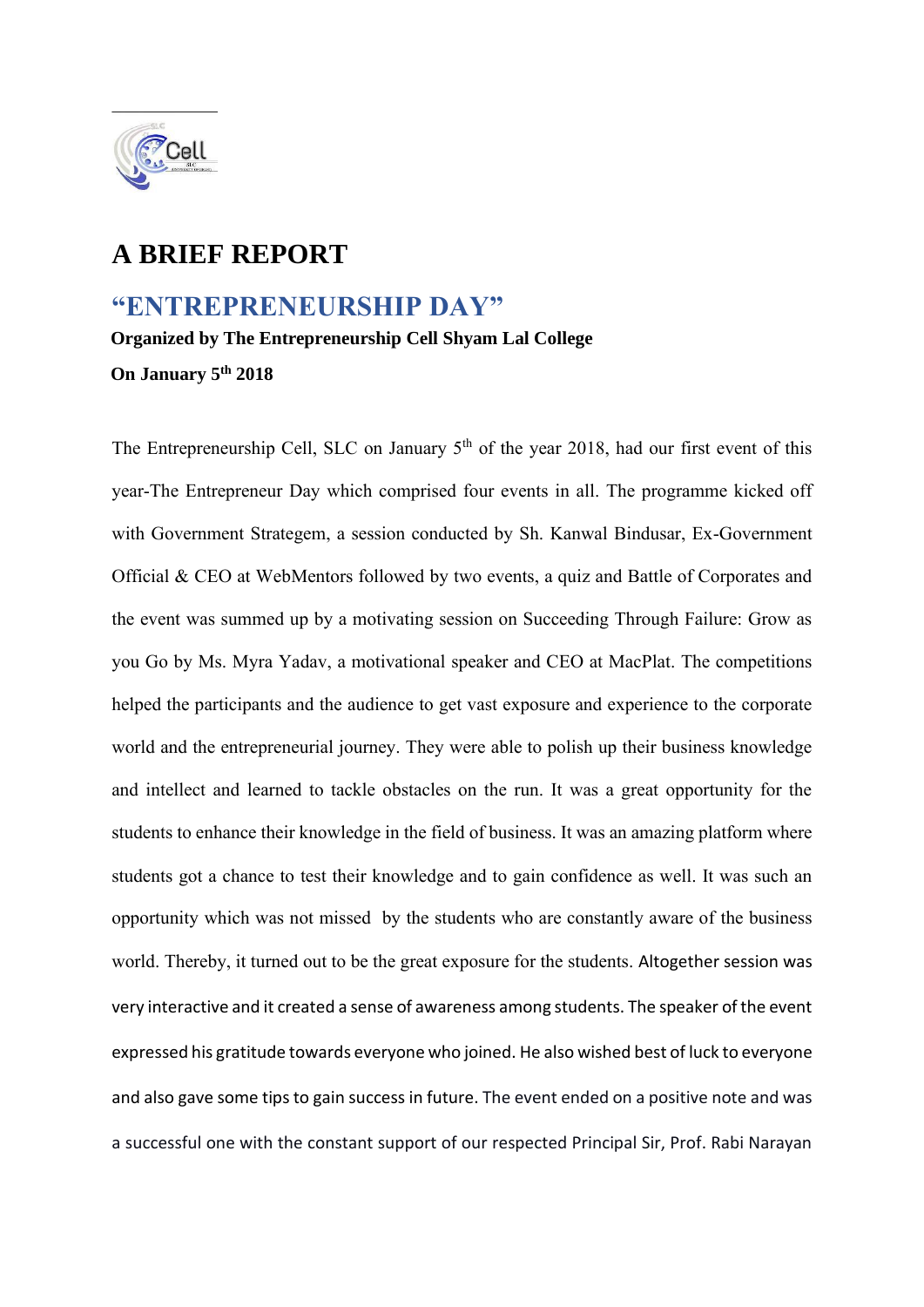# A BRIEF REPORT

## "ENTREPRENEURSHIP DAY"

**Organized by The Entrepreneurship Cell Shyam Lal College**

**On January 5th 2018**

The Entrepreneurship Cell, SLC on January 5th of the year 2018, had our first event of this year-The Entrepreneur Day which comprised four events in all. The programme kicked off with Government Strategem, a session conducted by Sh. Kanwal Bindusar, Ex-Government Official & CEO at WebMentors followed by two events, a quiz and Battle of Corporates and the event was summed up by a motivating session on Succeeding Through Failure: Grow as you Go by Ms. Myra Yadav, a motivational speaker and CEO at MacPlat. The competitions helped the participants and the audience to get vast exposure and experience to the corporate world and the entrepreneurial journey. They were able to polish up their business knowledge and intellect and learned to tackle obstacles on the run. It was a great opportunity for the students to enhance their knowledge in the field of business. It was an amazing platform where students got a chance to test their knowledge and to gain confidence as well. It was such an opportunity which was not missed by the students who are constantly aware of the business world. Thereby, it turned out to be the great exposure for the students. Altogether session was very interactive and it created a sense of awareness among students. The speaker of the event expressed his gratitude towards everyone who joined. He also wished best of luck to everyone and also gave some tips to gain success in future. The event ended on a positive note and was a successful one with the constant support of our respected Principal Sir, Prof. Rabi Narayan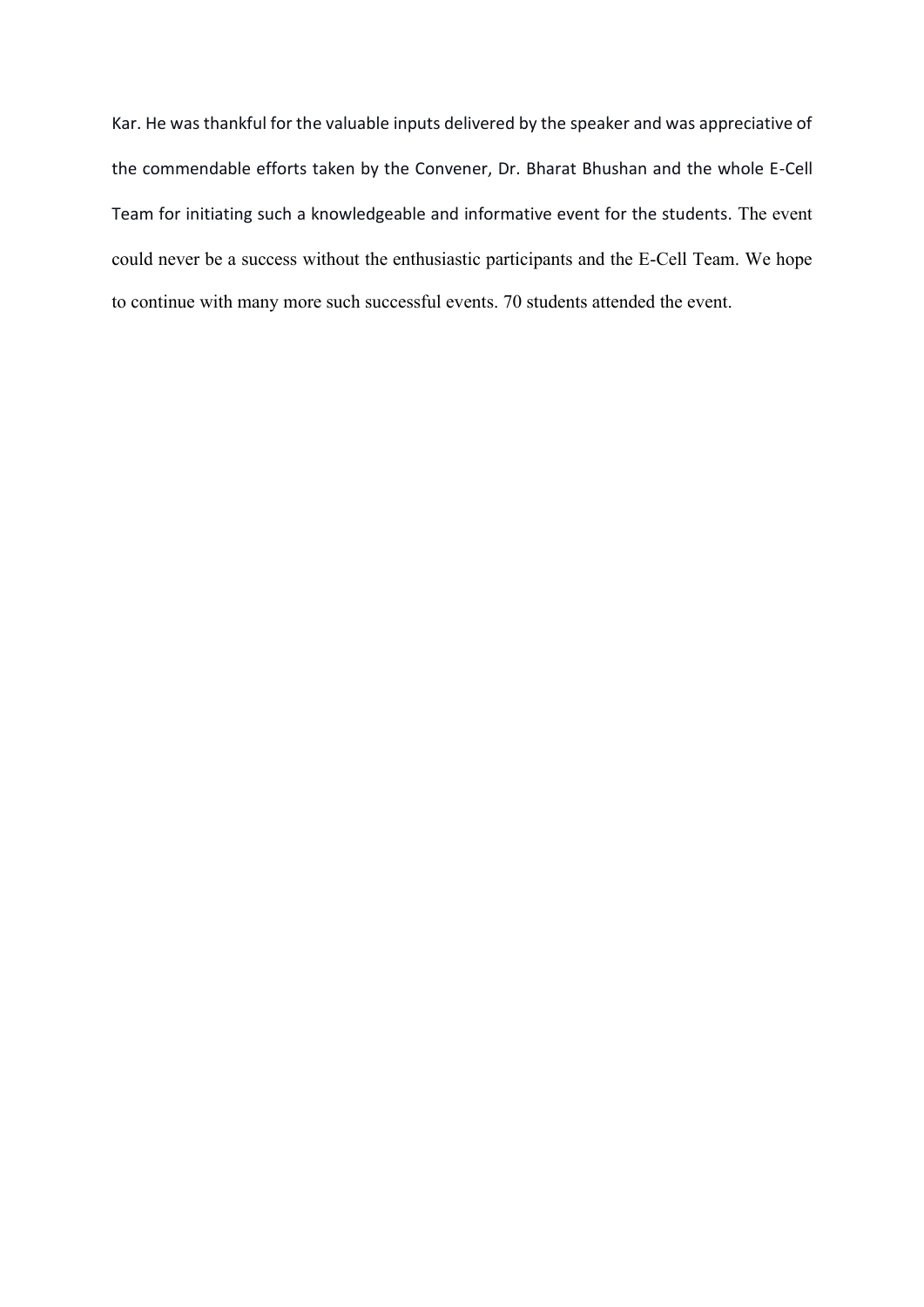Kar. He was thankful for the valuable inputs delivered by the speaker and was appreciative of the commendable efforts taken by the Convener, Dr. Bharat Bhushan and the whole E-Cell Team for initiating such a knowledgeable and informative event for the students. The event could never be a success without the enthusiastic participants and the E-Cell Team. We hope to continue with many more such successful events. 70 students attended the event.